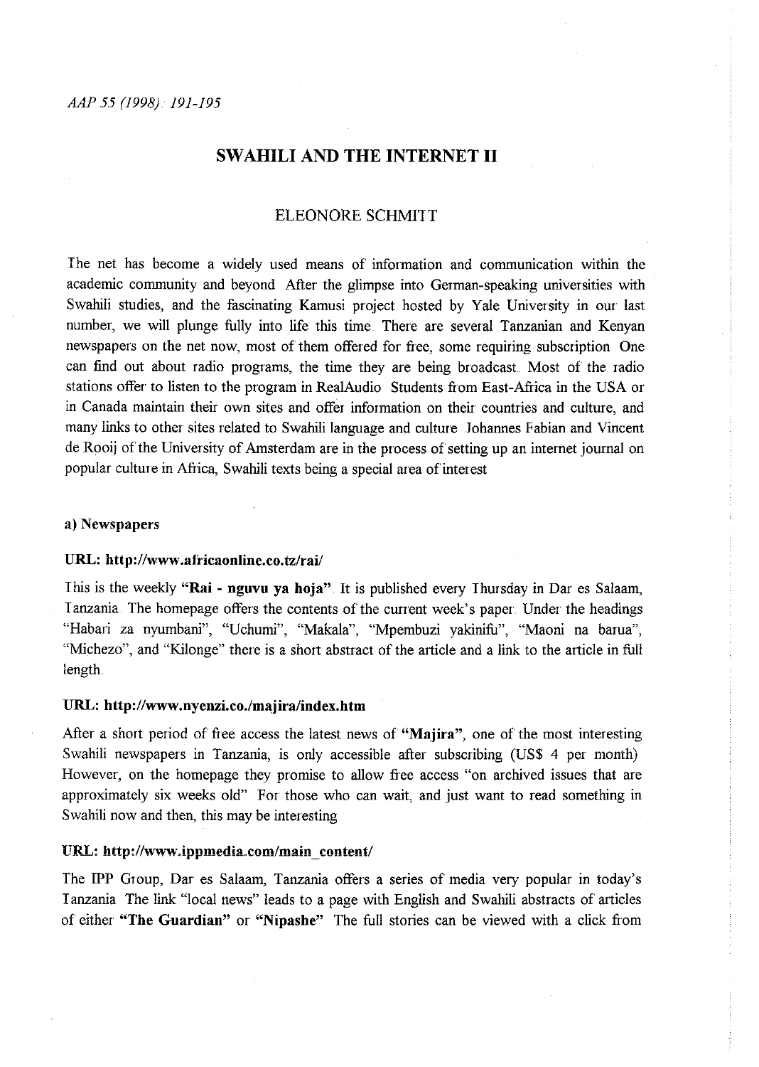# SWAHILI AND THE INTERNET II

ELEONORE SCHMITT

The net has become a widely used means of information and communication within the academic community and beyond After the glimpse into German-speaking universities with Swahili studies, and the fascinating Kamusi project hosted by Yale University in our last number, we will plunge fully into life this time There are several Tanzanian and Kenyan newspapers on the net now, most of them offered for free, some requiring subscription One can find out about radio programs, the time they are being broadcast. Most of the radio stations offer to listen to the program in RealAudio Students from East-Africa in the USA or in Canada maintain their own sites and offer information on their countries and culture, and many links to other sites related to Swahili language and culture Johannes Fabian and Vincent de Rooij of the University of Amsterdam are in the process of setting up an internet journal on popular culture in Africa, Swahili texts being a special area of interest

### a) Newspapers

#### URL: http://www.africaonline.co.tz/rai/

This is the weekly **"Rai - nguvu ya hoja"**. It is published every Thursday in Dar es Salaam, Tanzania. The homepage offers the contents of the current week's paper. Under the headings "Habari za nyumbani", "Uchumi", "Makala", "Mpembuzi yakinifu", "Maoni na barua", "Michezo", and "Kilonge" there is a short abstract of the article and a link to the article in full length.

#### URL: http://www.nyenzi.co./majira/index.htm

After a short period of free access the latest news of **"Majira"**, one of the most interesting Swahili newspapers in Tanzania, is only accessible after subscribing (US$ 4 per month) However, on the homepage they promise to allow free access "on archived issues that are approximately six weeks old" For those who can wait, and just want to read something in Swahili now and then, this may be interesting

#### URL: http://www.ippmedia.com/main_content/

The IPP Group, Dar es Salaam, Tanzania offers a series of media very popular in today's Tanzania The link "local news" leads to a page with English and Swahili abstracts of articles of either **"The Guardian"** or **"Nipashe"** The full stories can be viewed with a click from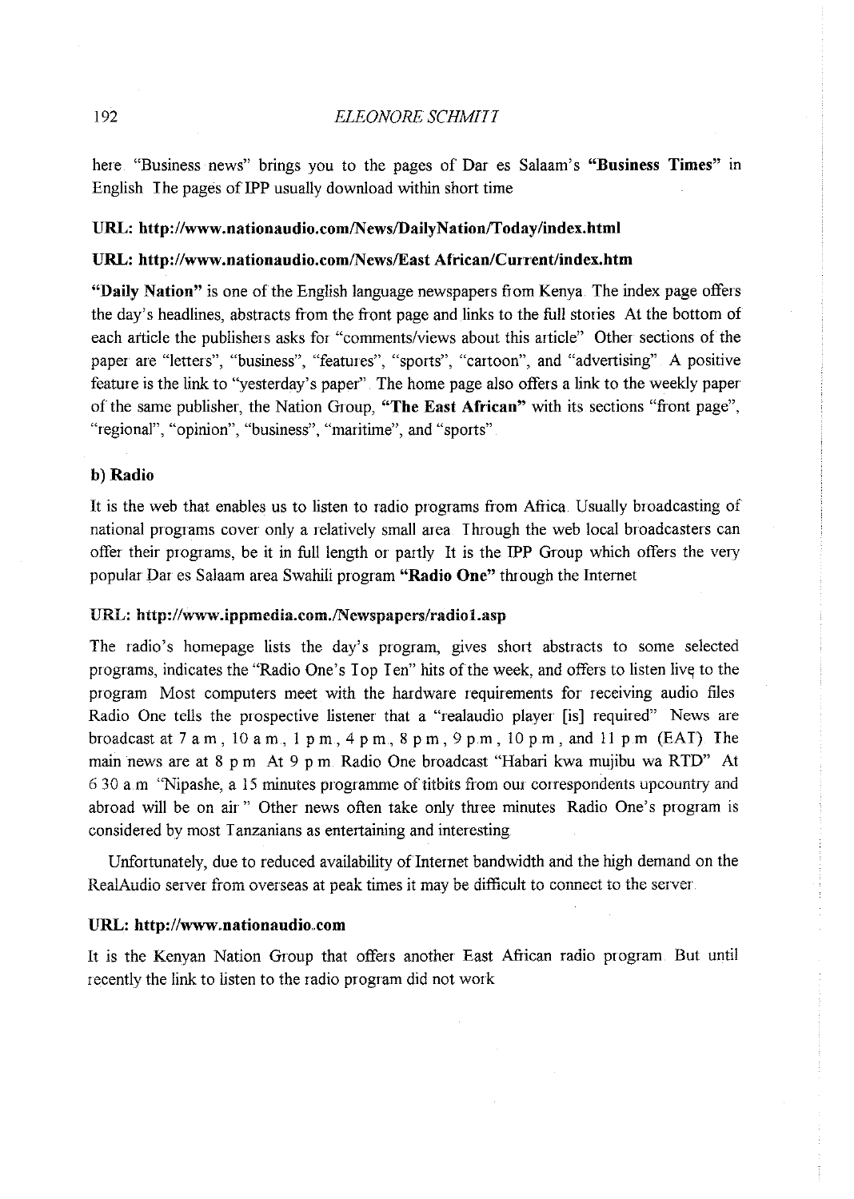here "Business news" brings you to the pages of Dar es Salaam's **"Business Times"** in English The pages of IPP usually download within short time

**URL: http://www.nationaudio.com/News/DailyNation/Today/index.html**

**URL: http://www.nationaudio.com/News/East African/Current/index.htm**

**"Daily Nation"** is one of the English language newspapers from Kenya The index page offers the day's headlines, abstracts from the front page and links to the full stories At the bottom of each article the publishers asks for "comments/views about this article" Other sections of the paper are "letters", "business", "features", "sports", "cartoon", and "advertising" A positive feature is the link to "yesterday's paper" The home page also offers a link to the weekly paper of the same publisher, the Nation Group, **"The East African"** with its sections "front page", "regional", "opinion", "business", "maritime", and "sports"

### b) Radio

It is the web that enables us to listen to radio programs from Africa Usually broadcasting of national programs cover only a relatively small area Through the web local broadcasters can offer their programs, be it in full length or partly It is the IPP Group which offers the very popular Dar es Salaam area Swahili program **"Radio One"** through the Internet

**URL: http://www.ippmedia.com./Newspapers/radio1.asp**

The radio's homepage lists the day's program, gives short abstracts to some selected programs, indicates the "Radio One's Top Ten" hits of the week, and offers to listen live to the program Most computers meet with the hardware requirements for receiving audio files Radio One tells the prospective listener that a "realaudio player [is] required" News are broadcast at 7 a m , 10 a m , 1 p m , 4 p m , 8 p m , 9 p m , 10 p m , and 11 p m (EAT) The main news are at 8 p m At 9 p m Radio One broadcast "Habari kwa mujibu wa RTD" At 6 30 a m "Nipashe, a 15 minutes programme of titbits from our correspondents upcountry and abroad will be on air " Other news often take only three minutes Radio One's program is considered by most Tanzanians as entertaining and interesting

Unfortunately, due to reduced availability of Internet bandwidth and the high demand on the RealAudio server from overseas at peak times it may be difficult to connect to the server

**URL: http://www.nationaudio.com**

It is the Kenyan Nation Group that offers another East African radio program But until recently the link to listen to the radio program did not work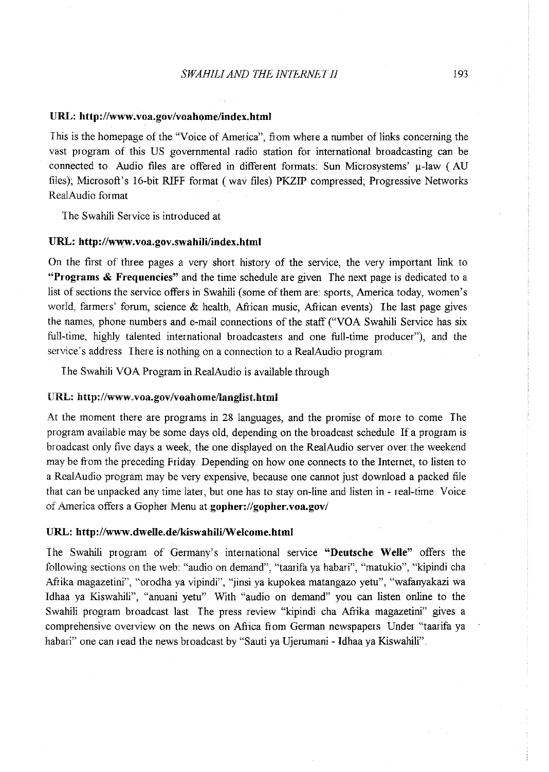**URL: http://www.voa.gov/voahome/index.html**

This is the homepage of the "Voice of America", from where a number of links concerning the vast program of this US governmental radio station for international broadcasting can be connected to. Audio files are offered in different formats: Sun Microsystems' µ-law ( AU files); Microsoft's 16-bit RIFF format ( wav files) PKZIP compressed; Progressive Networks RealAudio format

The Swahili Service is introduced at

**URL: http://www.voa.gov.swahili/index.html**

On the first of three pages a very short history of the service, the very important link to **"Programs & Frequencies"** and the time schedule are given The next page is dedicated to a list of sections the service offers in Swahili (some of them are: sports, America today, women's world, farmers' forum, science & health, African music, African events) The last page gives the names, phone numbers and e-mail connections of the staff ("VOA Swahili Service has six full-time, highly talented international broadcasters and one full-time producer"), and the service's address There is nothing on a connection to a RealAudio program

The Swahili VOA Program in RealAudio is available through

**URL: http://www.voa.gov/voahome/langlist.html**

At the moment there are programs in 28 languages, and the promise of more to come The program available may be some days old, depending on the broadcast schedule If a program is broadcast only five days a week, the one displayed on the RealAudio server over the weekend may be from the preceding Friday. Depending on how one connects to the Internet, to listen to a RealAudio program may be very expensive, because one cannot just download a packed file that can be unpacked any time later, but one has to stay on-line and listen in - real-time. Voice of America offers a Gopher Menu at **gopher://gopher.voa.gov/**

**URL: http://www.dwelle.de/kiswahili/Welcome.html**

The Swahili program of Germany's international service **"Deutsche Welle"** offers the following sections on the web: "audio on demand", "taarifa ya habari", "matukio", "kipindi cha Afrika magazetini", "orodha ya vipindi", "jinsi ya kupokea matangazo yetu", "wafanyakazi wa Idhaa ya Kiswahili", "anuani yetu". With "audio on demand" you can listen online to the Swahili program broadcast last The press review "kipindi cha Afrika magazetini" gives a comprehensive overview on the news on Africa from German newspapers Under "taarifa ya habari" one can read the news broadcast by "Sauti ya Ujerumani - Idhaa ya Kiswahili".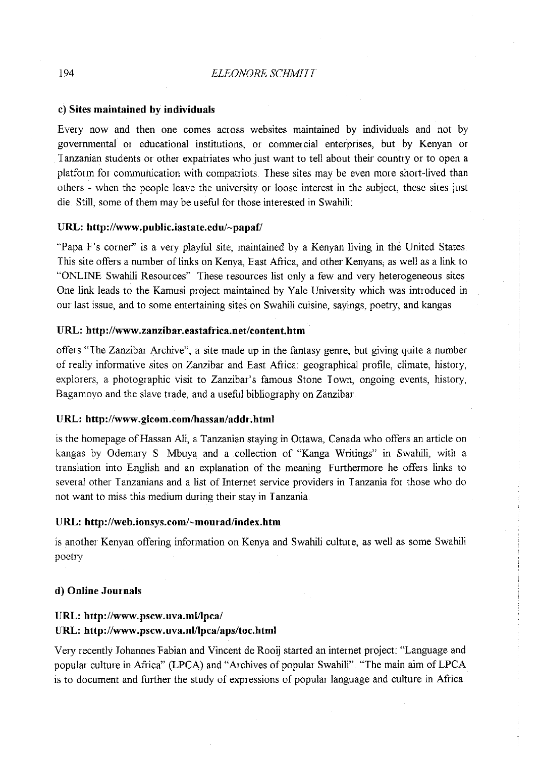### c) Sites maintained by individuals

Every now and then one comes across websites maintained by individuals and not by governmental or educational institutions, or commercial enterprises, but by Kenyan or Tanzanian students or other expatriates who just want to tell about their country or to open a platform for communication with compatriots. These sites may be even more short-lived than others - when the people leave the university or loose interest in the subject, these sites just die. Still, some of them may be useful for those interested in Swahili:

#### URL: http://www.public.iastate.edu/~papaf/

"Papa F's corner" is a very playful site, maintained by a Kenyan living in the United States. This site offers a number of links on Kenya, East Africa, and other Kenyans, as well as a link to "ONLINE Swahili Resources". These resources list only a few and very heterogeneous sites. One link leads to the Kamusi project maintained by Yale University which was introduced in our last issue, and to some entertaining sites on Swahili cuisine, sayings, poetry, and kangas.

#### URL: http://www.zanzibar.eastafrica.net/content.htm

offers "The Zanzibar Archive", a site made up in the fantasy genre, but giving quite a number of really informative sites on Zanzibar and East Africa: geographical profile, climate, history, explorers, a photographic visit to Zanzibar's famous Stone Town, ongoing events, history, Bagamoyo and the slave trade, and a useful bibliography on Zanzibar.

#### URL: http://www.gicom.com/hassan/addr.html

is the homepage of Hassan Ali, a Tanzanian staying in Ottawa, Canada who offers an article on kangas by Odemary S. Mbuya and a collection of "Kanga Writings" in Swahili, with a translation into English and an explanation of the meaning. Furthermore he offers links to several other Tanzanians and a list of Internet service providers in Tanzania for those who do not want to miss this medium during their stay in Tanzania.

#### URL: http://web.ionsys.com/~mourad/index.htm

is another Kenyan offering information on Kenya and Swahili culture, as well as some Swahili poetry.

### d) Online Journals

#### URL: http://www.pscw.uva.nl/lpca/
#### URL: http://www.pscw.uva.nl/lpca/aps/toc.html

Very recently Johannes Fabian and Vincent de Rooij started an internet project: "Language and popular culture in Africa" (LPCA) and "Archives of popular Swahili". "The main aim of LPCA is to document and further the study of expressions of popular language and culture in Africa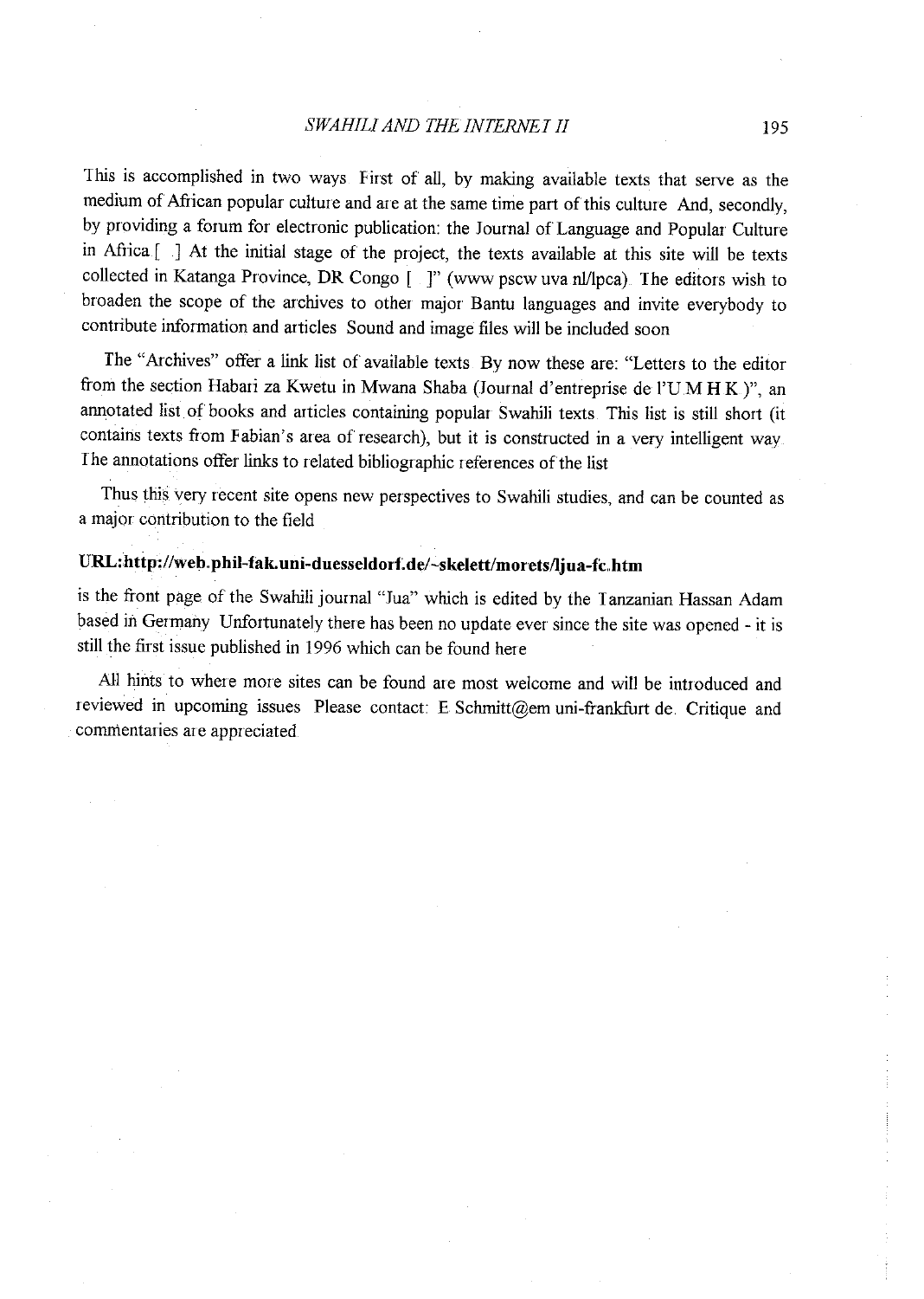This is accomplished in two ways First of all, by making available texts that serve as the medium of African popular culture and are at the same time part of this culture And, secondly, by providing a forum for electronic publication: the Journal of Language and Popular Culture in Africa [ ] At the initial stage of the project, the texts available at this site will be texts collected in Katanga Province, DR Congo [ ]" (www pscw uva nl/lpca) The editors wish to broaden the scope of the archives to other major Bantu languages and invite everybody to contribute information and articles Sound and image files will be included soon

The "Archives" offer a link list of available texts By now these are: "Letters to the editor from the section Habari za Kwetu in Mwana Shaba (Journal d'entreprise de l'U M H K )", an annotated list of books and articles containing popular Swahili texts This list is still short (it contains texts from Fabian's area of research), but it is constructed in a very intelligent way The annotations offer links to related bibliographic references of the list

Thus this very recent site opens new perspectives to Swahili studies, and can be counted as a major contribution to the field

**URL:http://web.phil-fak.uni-duesseldorf.de/~skelett/morets/ljua-fc.htm**

is the front page of the Swahili journal "Jua" which is edited by the Tanzanian Hassan Adam based in Germany Unfortunately there has been no update ever since the site was opened - it is still the first issue published in 1996 which can be found here

All hints to where more sites can be found are most welcome and will be introduced and reviewed in upcoming issues Please contact: E Schmitt@em uni-frankfurt de. Critique and commentaries are appreciated